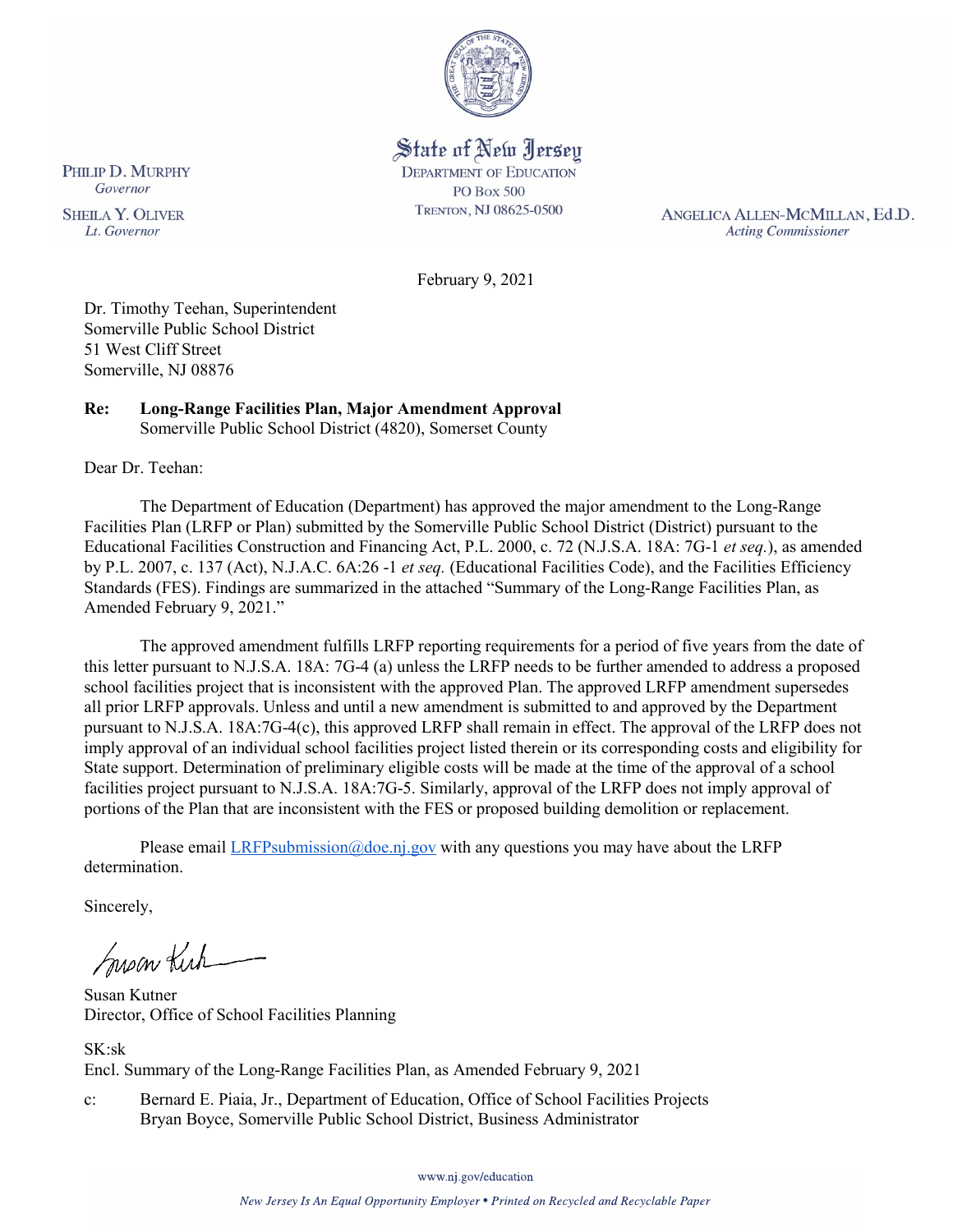State of New Jersey
DEPARTMENT OF EDUCATION
PO BOX 500
TRENTON, NJ 08625-0500

PHILIP D. MURPHY
*Governor*

SHEILA Y. OLIVER
*Lt. Governor*

ANGELICA ALLEN-MCMILLAN, Ed.D.
*Acting Commissioner*

February 9, 2021

Dr. Timothy Teehan, Superintendent
Somerville Public School District
51 West Cliff Street
Somerville, NJ 08876

**Re: Long-Range Facilities Plan, Major Amendment Approval**
Somerville Public School District (4820), Somerset County

Dear Dr. Teehan:

The Department of Education (Department) has approved the major amendment to the Long-Range Facilities Plan (LRFP or Plan) submitted by the Somerville Public School District (District) pursuant to the Educational Facilities Construction and Financing Act, P.L. 2000, c. 72 (N.J.S.A. 18A: 7G-1 *et seq.*), as amended by P.L. 2007, c. 137 (Act), N.J.A.C. 6A:26 -1 *et seq.* (Educational Facilities Code), and the Facilities Efficiency Standards (FES). Findings are summarized in the attached "Summary of the Long-Range Facilities Plan, as Amended February 9, 2021."

The approved amendment fulfills LRFP reporting requirements for a period of five years from the date of this letter pursuant to N.J.S.A. 18A: 7G-4 (a) unless the LRFP needs to be further amended to address a proposed school facilities project that is inconsistent with the approved Plan. The approved LRFP amendment supersedes all prior LRFP approvals. Unless and until a new amendment is submitted to and approved by the Department pursuant to N.J.S.A. 18A:7G-4(c), this approved LRFP shall remain in effect. The approval of the LRFP does not imply approval of an individual school facilities project listed therein or its corresponding costs and eligibility for State support. Determination of preliminary eligible costs will be made at the time of the approval of a school facilities project pursuant to N.J.S.A. 18A:7G-5. Similarly, approval of the LRFP does not imply approval of portions of the Plan that are inconsistent with the FES or proposed building demolition or replacement.

Please email LRFPsubmission@doe.nj.gov with any questions you may have about the LRFP determination.

Sincerely,

Susan Kutner
Director, Office of School Facilities Planning

SK:sk
Encl. Summary of the Long-Range Facilities Plan, as Amended February 9, 2021

c: Bernard E. Piaia, Jr., Department of Education, Office of School Facilities Projects
Bryan Boyce, Somerville Public School District, Business Administrator

www.nj.gov/education

*New Jersey Is An Equal Opportunity Employer • Printed on Recycled and Recyclable Paper*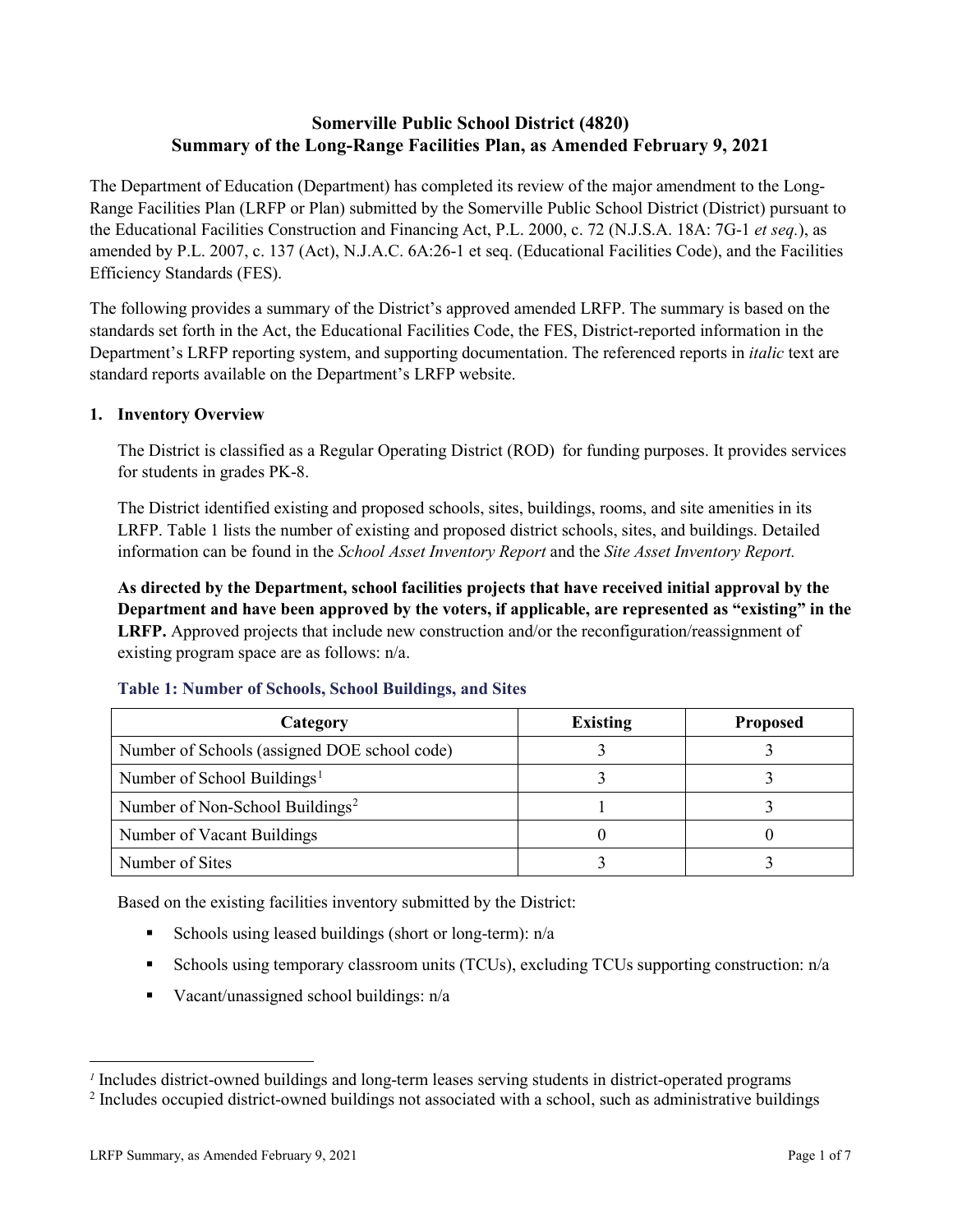# Somerville Public School District (4820)
## Summary of the Long-Range Facilities Plan, as Amended February 9, 2021

The Department of Education (Department) has completed its review of the major amendment to the Long-Range Facilities Plan (LRFP or Plan) submitted by the Somerville Public School District (District) pursuant to the Educational Facilities Construction and Financing Act, P.L. 2000, c. 72 (N.J.S.A. 18A: 7G-1 *et seq.*), as amended by P.L. 2007, c. 137 (Act), N.J.A.C. 6A:26-1 et seq. (Educational Facilities Code), and the Facilities Efficiency Standards (FES).

The following provides a summary of the District's approved amended LRFP. The summary is based on the standards set forth in the Act, the Educational Facilities Code, the FES, District-reported information in the Department's LRFP reporting system, and supporting documentation. The referenced reports in *italic* text are standard reports available on the Department's LRFP website.

### 1. Inventory Overview

The District is classified as a Regular Operating District (ROD) for funding purposes. It provides services for students in grades PK-8.

The District identified existing and proposed schools, sites, buildings, rooms, and site amenities in its LRFP. Table 1 lists the number of existing and proposed district schools, sites, and buildings. Detailed information can be found in the *School Asset Inventory Report* and the *Site Asset Inventory Report.*

**As directed by the Department, school facilities projects that have received initial approval by the Department and have been approved by the voters, if applicable, are represented as "existing" in the LRFP.** Approved projects that include new construction and/or the reconfiguration/reassignment of existing program space are as follows: n/a.

**Table 1: Number of Schools, School Buildings, and Sites**

| Category | Existing | Proposed |
|---|---|---|
| Number of Schools (assigned DOE school code) | 3 | 3 |
| Number of School Buildings[1] | 3 | 3 |
| Number of Non-School Buildings[2] | 1 | 3 |
| Number of Vacant Buildings | 0 | 0 |
| Number of Sites | 3 | 3 |

Based on the existing facilities inventory submitted by the District:

- Schools using leased buildings (short or long-term): n/a
- Schools using temporary classroom units (TCUs), excluding TCUs supporting construction: n/a
- Vacant/unassigned school buildings: n/a

[1] Includes district-owned buildings and long-term leases serving students in district-operated programs

[2] Includes occupied district-owned buildings not associated with a school, such as administrative buildings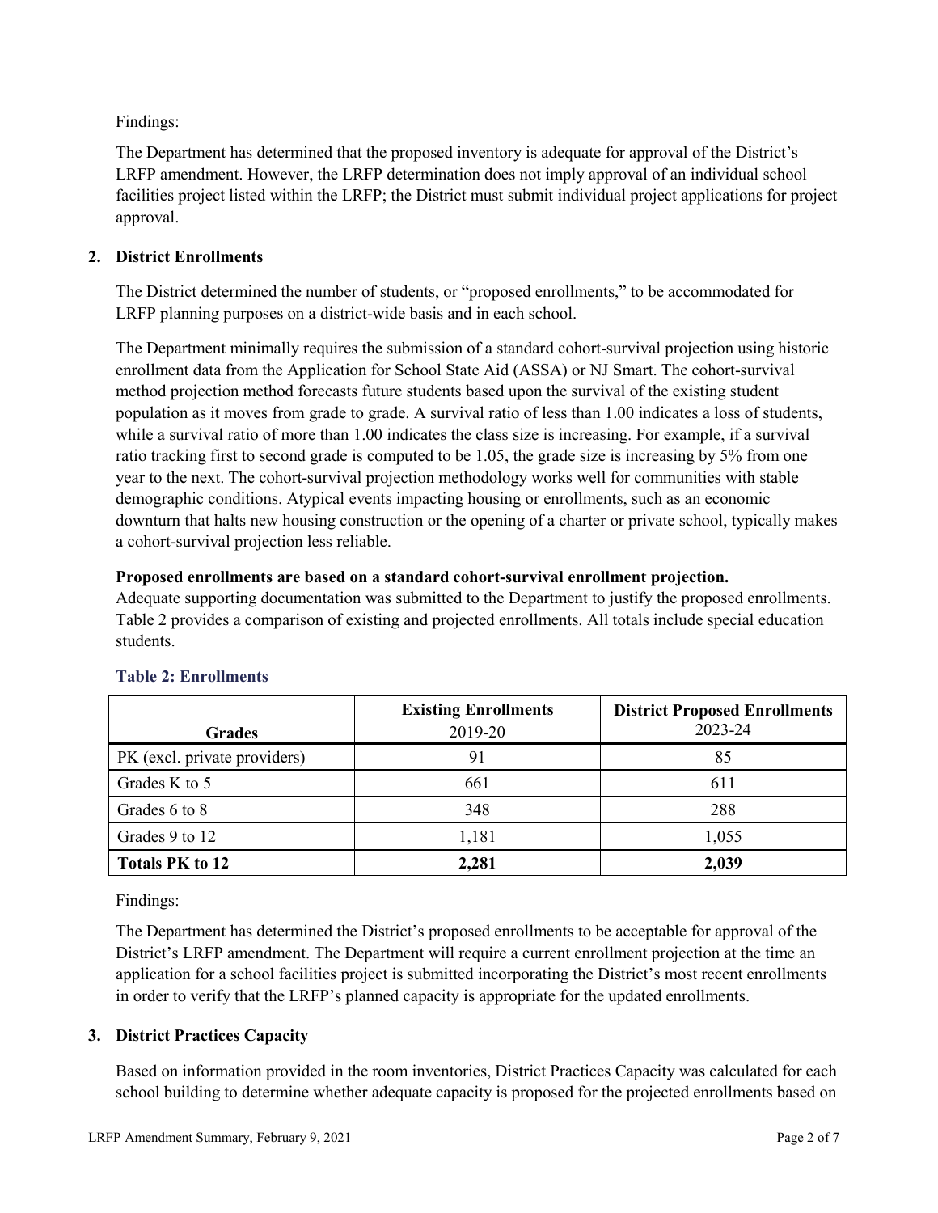Findings:

The Department has determined that the proposed inventory is adequate for approval of the District's LRFP amendment. However, the LRFP determination does not imply approval of an individual school facilities project listed within the LRFP; the District must submit individual project applications for project approval.

## 2. District Enrollments

The District determined the number of students, or "proposed enrollments," to be accommodated for LRFP planning purposes on a district-wide basis and in each school.

The Department minimally requires the submission of a standard cohort-survival projection using historic enrollment data from the Application for School State Aid (ASSA) or NJ Smart. The cohort-survival method projection method forecasts future students based upon the survival of the existing student population as it moves from grade to grade. A survival ratio of less than 1.00 indicates a loss of students, while a survival ratio of more than 1.00 indicates the class size is increasing. For example, if a survival ratio tracking first to second grade is computed to be 1.05, the grade size is increasing by 5% from one year to the next. The cohort-survival projection methodology works well for communities with stable demographic conditions. Atypical events impacting housing or enrollments, such as an economic downturn that halts new housing construction or the opening of a charter or private school, typically makes a cohort-survival projection less reliable.

**Proposed enrollments are based on a standard cohort-survival enrollment projection.**
Adequate supporting documentation was submitted to the Department to justify the proposed enrollments. Table 2 provides a comparison of existing and projected enrollments. All totals include special education students.

### Table 2: Enrollments

| Grades | Existing Enrollments 2019-20 | District Proposed Enrollments 2023-24 |
|---|---|---|
| PK (excl. private providers) | 91 | 85 |
| Grades K to 5 | 661 | 611 |
| Grades 6 to 8 | 348 | 288 |
| Grades 9 to 12 | 1,181 | 1,055 |
| **Totals PK to 12** | **2,281** | **2,039** |

Findings:

The Department has determined the District's proposed enrollments to be acceptable for approval of the District's LRFP amendment. The Department will require a current enrollment projection at the time an application for a school facilities project is submitted incorporating the District's most recent enrollments in order to verify that the LRFP's planned capacity is appropriate for the updated enrollments.

## 3. District Practices Capacity

Based on information provided in the room inventories, District Practices Capacity was calculated for each school building to determine whether adequate capacity is proposed for the projected enrollments based on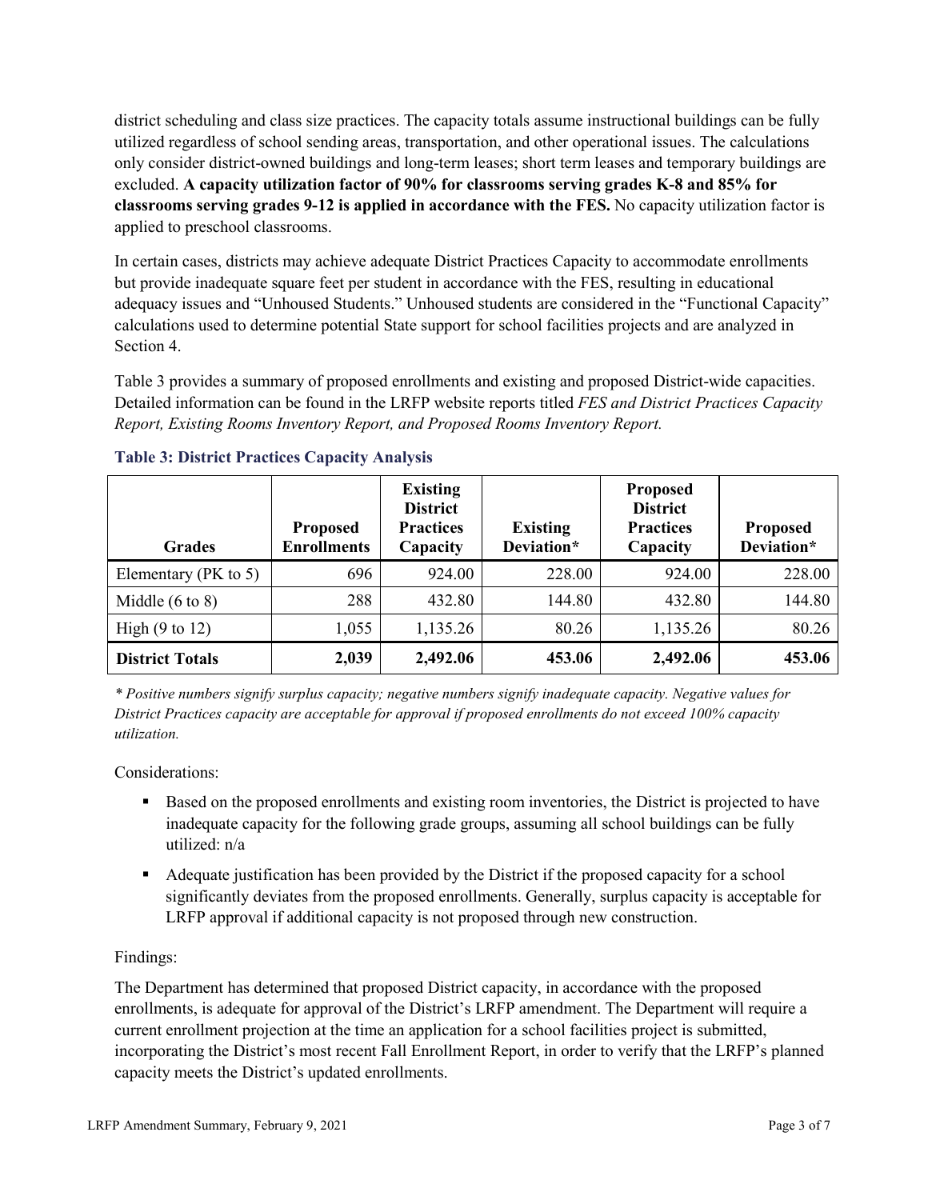district scheduling and class size practices. The capacity totals assume instructional buildings can be fully utilized regardless of school sending areas, transportation, and other operational issues. The calculations only consider district-owned buildings and long-term leases; short term leases and temporary buildings are excluded. **A capacity utilization factor of 90% for classrooms serving grades K-8 and 85% for classrooms serving grades 9-12 is applied in accordance with the FES.** No capacity utilization factor is applied to preschool classrooms.

In certain cases, districts may achieve adequate District Practices Capacity to accommodate enrollments but provide inadequate square feet per student in accordance with the FES, resulting in educational adequacy issues and "Unhoused Students." Unhoused students are considered in the "Functional Capacity" calculations used to determine potential State support for school facilities projects and are analyzed in Section 4.

Table 3 provides a summary of proposed enrollments and existing and proposed District-wide capacities. Detailed information can be found in the LRFP website reports titled *FES and District Practices Capacity Report, Existing Rooms Inventory Report, and Proposed Rooms Inventory Report.*

### Table 3: District Practices Capacity Analysis

| Grades | Proposed Enrollments | Existing District Practices Capacity | Existing Deviation* | Proposed District Practices Capacity | Proposed Deviation* |
|---|---|---|---|---|---|
| Elementary (PK to 5) | 696 | 924.00 | 228.00 | 924.00 | 228.00 |
| Middle (6 to 8) | 288 | 432.80 | 144.80 | 432.80 | 144.80 |
| High (9 to 12) | 1,055 | 1,135.26 | 80.26 | 1,135.26 | 80.26 |
| **District Totals** | **2,039** | **2,492.06** | **453.06** | **2,492.06** | **453.06** |

*\* Positive numbers signify surplus capacity; negative numbers signify inadequate capacity. Negative values for District Practices capacity are acceptable for approval if proposed enrollments do not exceed 100% capacity utilization.*

Considerations:

- Based on the proposed enrollments and existing room inventories, the District is projected to have inadequate capacity for the following grade groups, assuming all school buildings can be fully utilized: n/a
- Adequate justification has been provided by the District if the proposed capacity for a school significantly deviates from the proposed enrollments. Generally, surplus capacity is acceptable for LRFP approval if additional capacity is not proposed through new construction.

Findings:

The Department has determined that proposed District capacity, in accordance with the proposed enrollments, is adequate for approval of the District's LRFP amendment. The Department will require a current enrollment projection at the time an application for a school facilities project is submitted, incorporating the District's most recent Fall Enrollment Report, in order to verify that the LRFP's planned capacity meets the District's updated enrollments.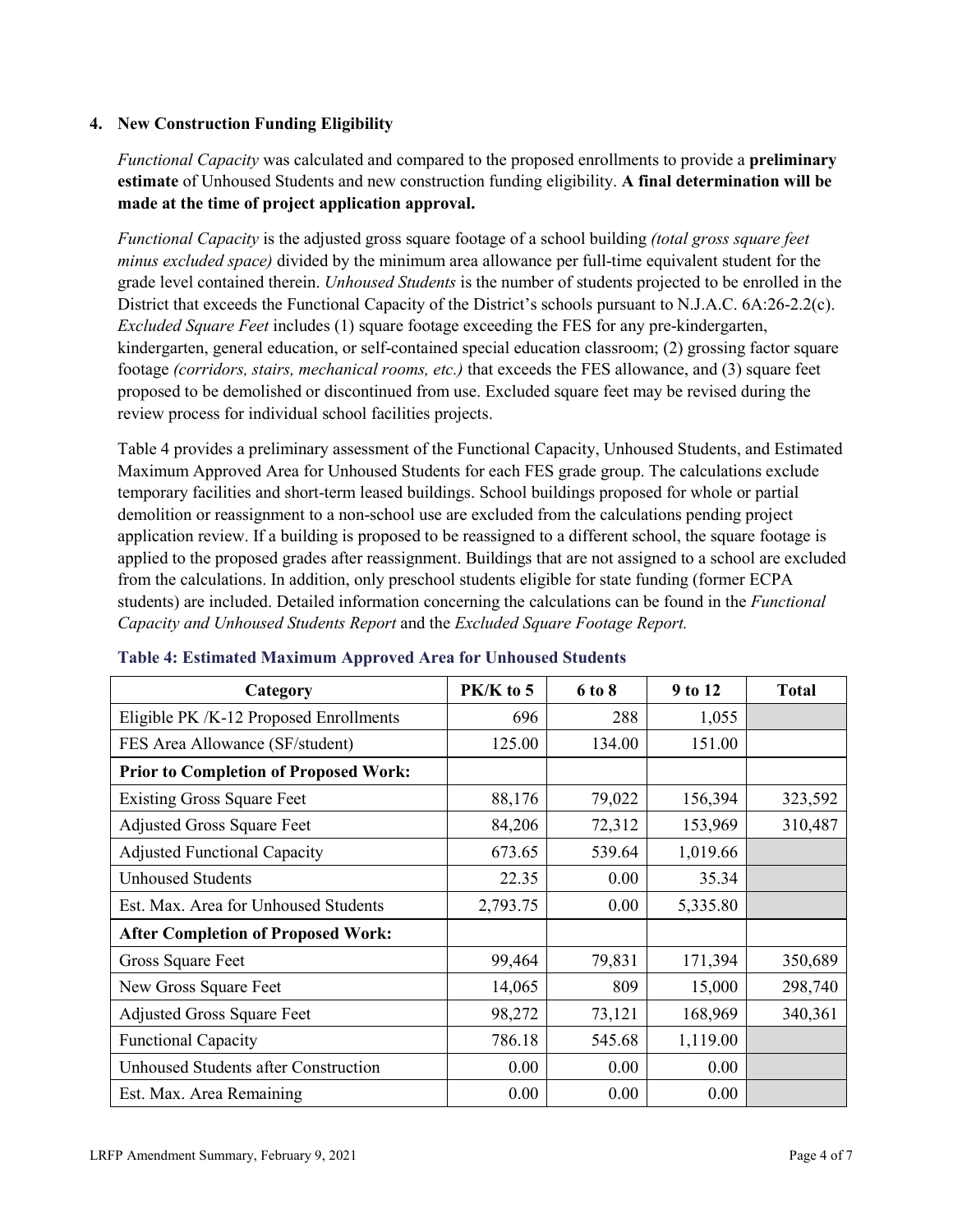### 4. New Construction Funding Eligibility

*Functional Capacity* was calculated and compared to the proposed enrollments to provide a **preliminary estimate** of Unhoused Students and new construction funding eligibility. **A final determination will be made at the time of project application approval.**

*Functional Capacity* is the adjusted gross square footage of a school building *(total gross square feet minus excluded space)* divided by the minimum area allowance per full-time equivalent student for the grade level contained therein. *Unhoused Students* is the number of students projected to be enrolled in the District that exceeds the Functional Capacity of the District's schools pursuant to N.J.A.C. 6A:26-2.2(c). *Excluded Square Feet* includes (1) square footage exceeding the FES for any pre-kindergarten, kindergarten, general education, or self-contained special education classroom; (2) grossing factor square footage *(corridors, stairs, mechanical rooms, etc.)* that exceeds the FES allowance, and (3) square feet proposed to be demolished or discontinued from use. Excluded square feet may be revised during the review process for individual school facilities projects.

Table 4 provides a preliminary assessment of the Functional Capacity, Unhoused Students, and Estimated Maximum Approved Area for Unhoused Students for each FES grade group. The calculations exclude temporary facilities and short-term leased buildings. School buildings proposed for whole or partial demolition or reassignment to a non-school use are excluded from the calculations pending project application review. If a building is proposed to be reassigned to a different school, the square footage is applied to the proposed grades after reassignment. Buildings that are not assigned to a school are excluded from the calculations. In addition, only preschool students eligible for state funding (former ECPA students) are included. Detailed information concerning the calculations can be found in the *Functional Capacity and Unhoused Students Report* and the *Excluded Square Footage Report.*

**Table 4: Estimated Maximum Approved Area for Unhoused Students**

| Category | PK/K to 5 | 6 to 8 | 9 to 12 | Total |
|---|---|---|---|---|
| Eligible PK /K-12 Proposed Enrollments | 696 | 288 | 1,055 | |
| FES Area Allowance (SF/student) | 125.00 | 134.00 | 151.00 | |
| **Prior to Completion of Proposed Work:** | | | | |
| Existing Gross Square Feet | 88,176 | 79,022 | 156,394 | 323,592 |
| Adjusted Gross Square Feet | 84,206 | 72,312 | 153,969 | 310,487 |
| Adjusted Functional Capacity | 673.65 | 539.64 | 1,019.66 | |
| Unhoused Students | 22.35 | 0.00 | 35.34 | |
| Est. Max. Area for Unhoused Students | 2,793.75 | 0.00 | 5,335.80 | |
| **After Completion of Proposed Work:** | | | | |
| Gross Square Feet | 99,464 | 79,831 | 171,394 | 350,689 |
| New Gross Square Feet | 14,065 | 809 | 15,000 | 298,740 |
| Adjusted Gross Square Feet | 98,272 | 73,121 | 168,969 | 340,361 |
| Functional Capacity | 786.18 | 545.68 | 1,119.00 | |
| Unhoused Students after Construction | 0.00 | 0.00 | 0.00 | |
| Est. Max. Area Remaining | 0.00 | 0.00 | 0.00 | |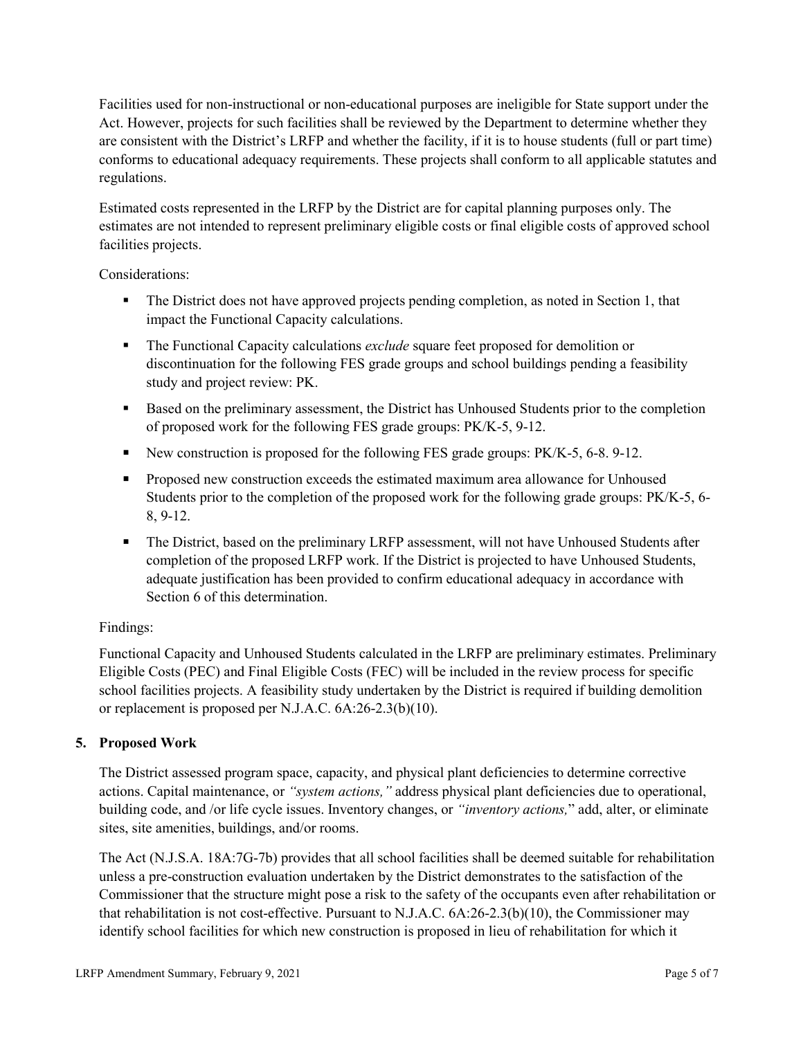Facilities used for non-instructional or non-educational purposes are ineligible for State support under the Act. However, projects for such facilities shall be reviewed by the Department to determine whether they are consistent with the District's LRFP and whether the facility, if it is to house students (full or part time) conforms to educational adequacy requirements. These projects shall conform to all applicable statutes and regulations.

Estimated costs represented in the LRFP by the District are for capital planning purposes only. The estimates are not intended to represent preliminary eligible costs or final eligible costs of approved school facilities projects.

Considerations:

- The District does not have approved projects pending completion, as noted in Section 1, that impact the Functional Capacity calculations.
- The Functional Capacity calculations *exclude* square feet proposed for demolition or discontinuation for the following FES grade groups and school buildings pending a feasibility study and project review: PK.
- Based on the preliminary assessment, the District has Unhoused Students prior to the completion of proposed work for the following FES grade groups: PK/K-5, 9-12.
- New construction is proposed for the following FES grade groups: PK/K-5, 6-8. 9-12.
- Proposed new construction exceeds the estimated maximum area allowance for Unhoused Students prior to the completion of the proposed work for the following grade groups: PK/K-5, 6-8, 9-12.
- The District, based on the preliminary LRFP assessment, will not have Unhoused Students after completion of the proposed LRFP work. If the District is projected to have Unhoused Students, adequate justification has been provided to confirm educational adequacy in accordance with Section 6 of this determination.

Findings:

Functional Capacity and Unhoused Students calculated in the LRFP are preliminary estimates. Preliminary Eligible Costs (PEC) and Final Eligible Costs (FEC) will be included in the review process for specific school facilities projects. A feasibility study undertaken by the District is required if building demolition or replacement is proposed per N.J.A.C. 6A:26-2.3(b)(10).

## 5. Proposed Work

The District assessed program space, capacity, and physical plant deficiencies to determine corrective actions. Capital maintenance, or *"system actions,"* address physical plant deficiencies due to operational, building code, and /or life cycle issues. Inventory changes, or *"inventory actions,"* add, alter, or eliminate sites, site amenities, buildings, and/or rooms.

The Act (N.J.S.A. 18A:7G-7b) provides that all school facilities shall be deemed suitable for rehabilitation unless a pre-construction evaluation undertaken by the District demonstrates to the satisfaction of the Commissioner that the structure might pose a risk to the safety of the occupants even after rehabilitation or that rehabilitation is not cost-effective. Pursuant to N.J.A.C. 6A:26-2.3(b)(10), the Commissioner may identify school facilities for which new construction is proposed in lieu of rehabilitation for which it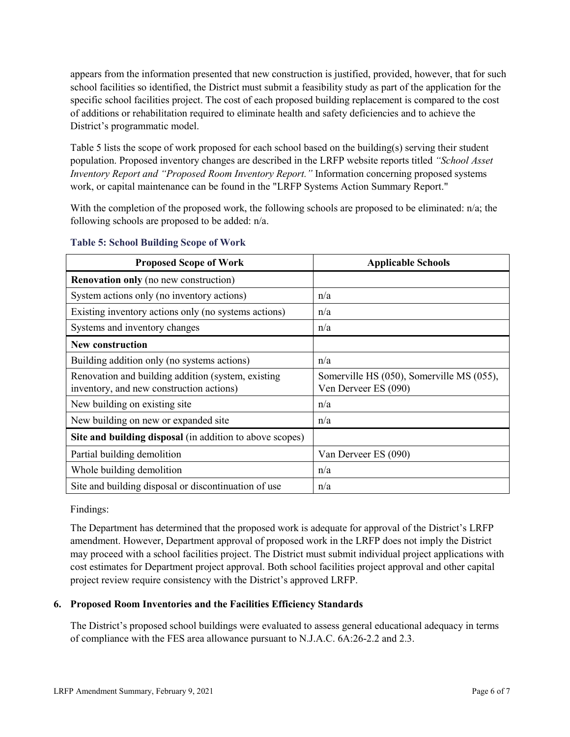appears from the information presented that new construction is justified, provided, however, that for such school facilities so identified, the District must submit a feasibility study as part of the application for the specific school facilities project. The cost of each proposed building replacement is compared to the cost of additions or rehabilitation required to eliminate health and safety deficiencies and to achieve the District's programmatic model.

Table 5 lists the scope of work proposed for each school based on the building(s) serving their student population. Proposed inventory changes are described in the LRFP website reports titled *"School Asset Inventory Report and "Proposed Room Inventory Report."* Information concerning proposed systems work, or capital maintenance can be found in the "LRFP Systems Action Summary Report."

With the completion of the proposed work, the following schools are proposed to be eliminated: n/a; the following schools are proposed to be added: n/a.

### Table 5: School Building Scope of Work

| Proposed Scope of Work | Applicable Schools |
|---|---|
| **Renovation only** (no new construction) | |
| System actions only (no inventory actions) | n/a |
| Existing inventory actions only (no systems actions) | n/a |
| Systems and inventory changes | n/a |
| **New construction** | |
| Building addition only (no systems actions) | n/a |
| Renovation and building addition (system, existing inventory, and new construction actions) | Somerville HS (050), Somerville MS (055), Ven Derveer ES (090) |
| New building on existing site | n/a |
| New building on new or expanded site | n/a |
| **Site and building disposal** (in addition to above scopes) | |
| Partial building demolition | Van Derveer ES (090) |
| Whole building demolition | n/a |
| Site and building disposal or discontinuation of use | n/a |

Findings:

The Department has determined that the proposed work is adequate for approval of the District's LRFP amendment. However, Department approval of proposed work in the LRFP does not imply the District may proceed with a school facilities project. The District must submit individual project applications with cost estimates for Department project approval. Both school facilities project approval and other capital project review require consistency with the District's approved LRFP.

## 6. Proposed Room Inventories and the Facilities Efficiency Standards

The District's proposed school buildings were evaluated to assess general educational adequacy in terms of compliance with the FES area allowance pursuant to N.J.A.C. 6A:26-2.2 and 2.3.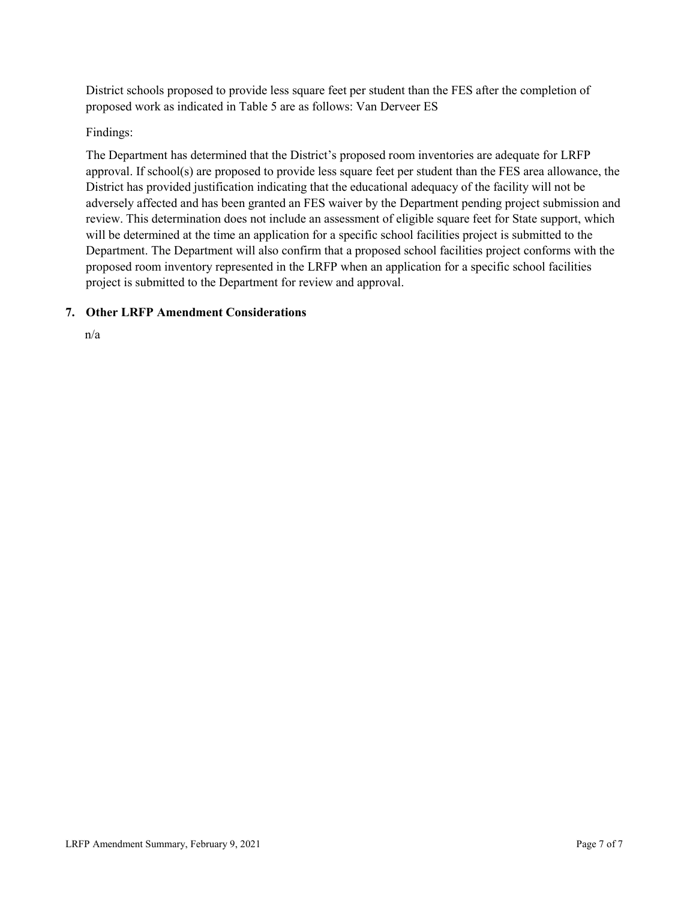District schools proposed to provide less square feet per student than the FES after the completion of proposed work as indicated in Table 5 are as follows: Van Derveer ES

Findings:

The Department has determined that the District's proposed room inventories are adequate for LRFP approval. If school(s) are proposed to provide less square feet per student than the FES area allowance, the District has provided justification indicating that the educational adequacy of the facility will not be adversely affected and has been granted an FES waiver by the Department pending project submission and review. This determination does not include an assessment of eligible square feet for State support, which will be determined at the time an application for a specific school facilities project is submitted to the Department. The Department will also confirm that a proposed school facilities project conforms with the proposed room inventory represented in the LRFP when an application for a specific school facilities project is submitted to the Department for review and approval.

## 7. Other LRFP Amendment Considerations

n/a